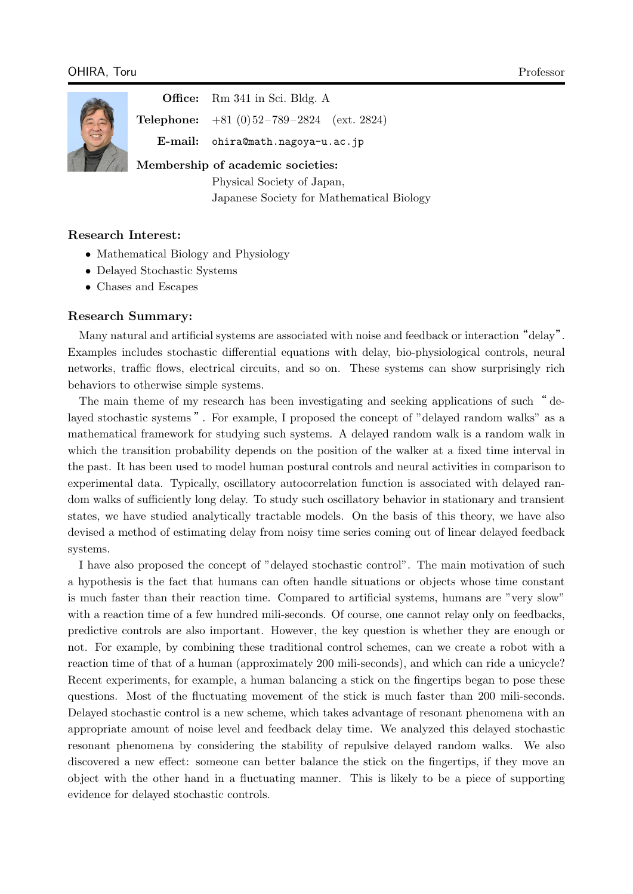OHIRA, Toru — Professor

**Office:** Rm 341 in Sci. Bldg. A

**Telephone:** +81 (0)52–789–2824 (ext. 2824)

**E-mail:** ohira@math.nagoya-u.ac.jp

**Membership of academic societies:**
Physical Society of Japan,
Japanese Society for Mathematical Biology

## Research Interest:

- Mathematical Biology and Physiology
- Delayed Stochastic Systems
- Chases and Escapes

## Research Summary:

Many natural and artificial systems are associated with noise and feedback or interaction "delay". Examples includes stochastic differential equations with delay, bio-physiological controls, neural networks, traffic flows, electrical circuits, and so on. These systems can show surprisingly rich behaviors to otherwise simple systems.

The main theme of my research has been investigating and seeking applications of such "delayed stochastic systems". For example, I proposed the concept of "delayed random walks" as a mathematical framework for studying such systems. A delayed random walk is a random walk in which the transition probability depends on the position of the walker at a fixed time interval in the past. It has been used to model human postural controls and neural activities in comparison to experimental data. Typically, oscillatory autocorrelation function is associated with delayed random walks of sufficiently long delay. To study such oscillatory behavior in stationary and transient states, we have studied analytically tractable models. On the basis of this theory, we have also devised a method of estimating delay from noisy time series coming out of linear delayed feedback systems.

I have also proposed the concept of "delayed stochastic control". The main motivation of such a hypothesis is the fact that humans can often handle situations or objects whose time constant is much faster than their reaction time. Compared to artificial systems, humans are "very slow" with a reaction time of a few hundred mili-seconds. Of course, one cannot relay only on feedbacks, predictive controls are also important. However, the key question is whether they are enough or not. For example, by combining these traditional control schemes, can we create a robot with a reaction time of that of a human (approximately 200 mili-seconds), and which can ride a unicycle? Recent experiments, for example, a human balancing a stick on the fingertips began to pose these questions. Most of the fluctuating movement of the stick is much faster than 200 mili-seconds. Delayed stochastic control is a new scheme, which takes advantage of resonant phenomena with an appropriate amount of noise level and feedback delay time. We analyzed this delayed stochastic resonant phenomena by considering the stability of repulsive delayed random walks. We also discovered a new effect: someone can better balance the stick on the fingertips, if they move an object with the other hand in a fluctuating manner. This is likely to be a piece of supporting evidence for delayed stochastic controls.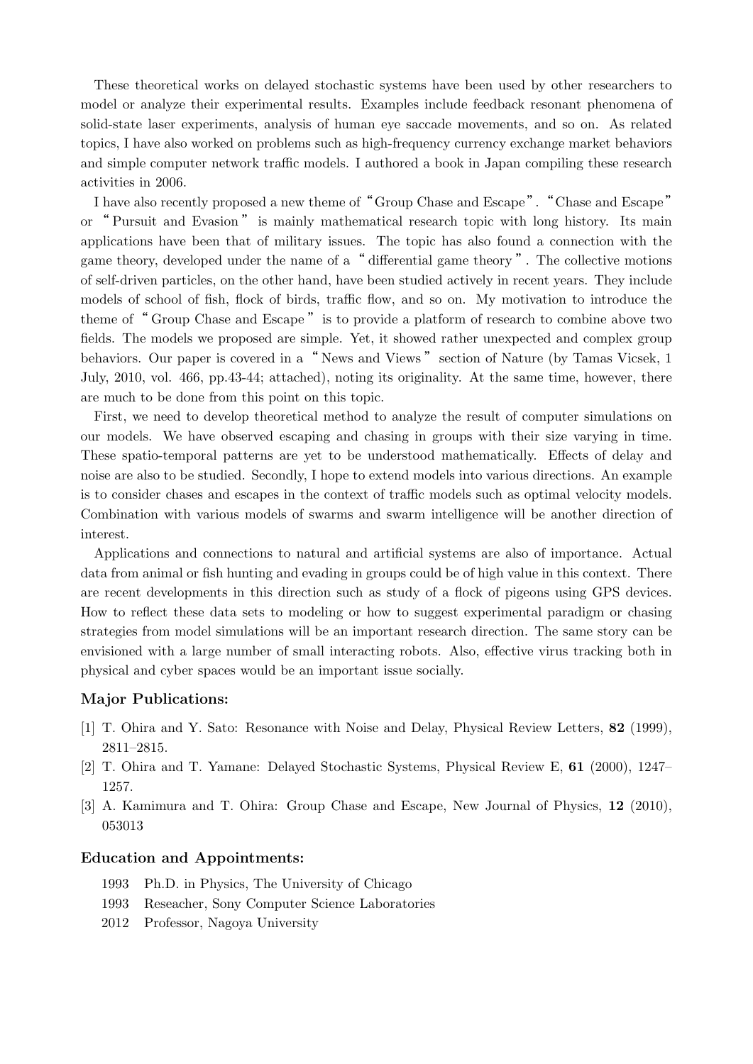These theoretical works on delayed stochastic systems have been used by other researchers to model or analyze their experimental results. Examples include feedback resonant phenomena of solid-state laser experiments, analysis of human eye saccade movements, and so on. As related topics, I have also worked on problems such as high-frequency currency exchange market behaviors and simple computer network traffic models. I authored a book in Japan compiling these research activities in 2006.

I have also recently proposed a new theme of "Group Chase and Escape". "Chase and Escape" or "Pursuit and Evasion" is mainly mathematical research topic with long history. Its main applications have been that of military issues. The topic has also found a connection with the game theory, developed under the name of a "differential game theory". The collective motions of self-driven particles, on the other hand, have been studied actively in recent years. They include models of school of fish, flock of birds, traffic flow, and so on. My motivation to introduce the theme of "Group Chase and Escape" is to provide a platform of research to combine above two fields. The models we proposed are simple. Yet, it showed rather unexpected and complex group behaviors. Our paper is covered in a "News and Views" section of Nature (by Tamas Vicsek, 1 July, 2010, vol. 466, pp.43-44; attached), noting its originality. At the same time, however, there are much to be done from this point on this topic.

First, we need to develop theoretical method to analyze the result of computer simulations on our models. We have observed escaping and chasing in groups with their size varying in time. These spatio-temporal patterns are yet to be understood mathematically. Effects of delay and noise are also to be studied. Secondly, I hope to extend models into various directions. An example is to consider chases and escapes in the context of traffic models such as optimal velocity models. Combination with various models of swarms and swarm intelligence will be another direction of interest.

Applications and connections to natural and artificial systems are also of importance. Actual data from animal or fish hunting and evading in groups could be of high value in this context. There are recent developments in this direction such as study of a flock of pigeons using GPS devices. How to reflect these data sets to modeling or how to suggest experimental paradigm or chasing strategies from model simulations will be an important research direction. The same story can be envisioned with a large number of small interacting robots. Also, effective virus tracking both in physical and cyber spaces would be an important issue socially.

### Major Publications:

[1] T. Ohira and Y. Sato: Resonance with Noise and Delay, Physical Review Letters, **82** (1999), 2811–2815.

[2] T. Ohira and T. Yamane: Delayed Stochastic Systems, Physical Review E, **61** (2000), 1247–1257.

[3] A. Kamimura and T. Ohira: Group Chase and Escape, New Journal of Physics, **12** (2010), 053013

### Education and Appointments:

1993 Ph.D. in Physics, The University of Chicago

1993 Reseacher, Sony Computer Science Laboratories

2012 Professor, Nagoya University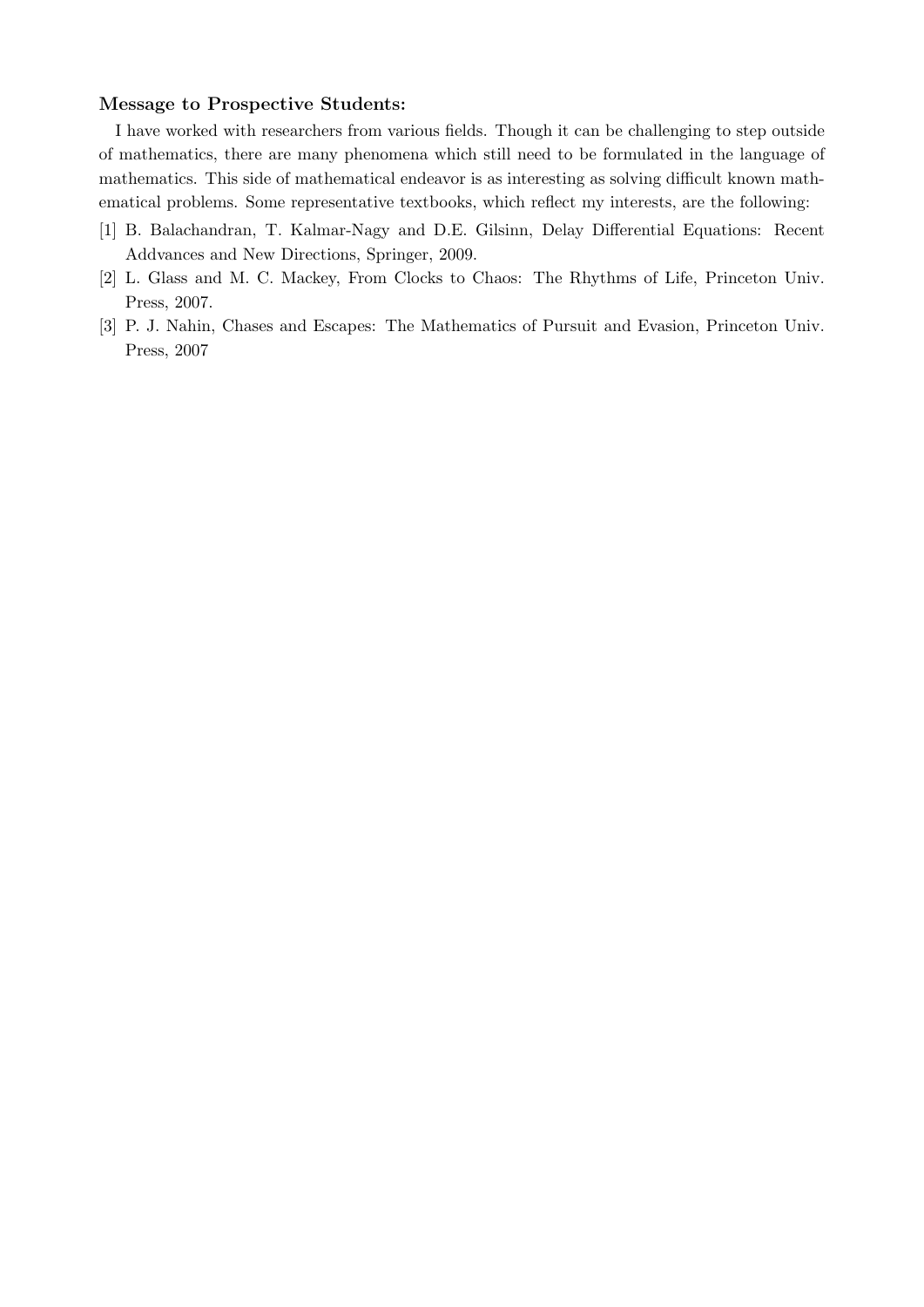**Message to Prospective Students:**

I have worked with researchers from various fields. Though it can be challenging to step outside of mathematics, there are many phenomena which still need to be formulated in the language of mathematics. This side of mathematical endeavor is as interesting as solving difficult known mathematical problems. Some representative textbooks, which reflect my interests, are the following:

[1] B. Balachandran, T. Kalmar-Nagy and D.E. Gilsinn, Delay Differential Equations: Recent Addvances and New Directions, Springer, 2009.

[2] L. Glass and M. C. Mackey, From Clocks to Chaos: The Rhythms of Life, Princeton Univ. Press, 2007.

[3] P. J. Nahin, Chases and Escapes: The Mathematics of Pursuit and Evasion, Princeton Univ. Press, 2007